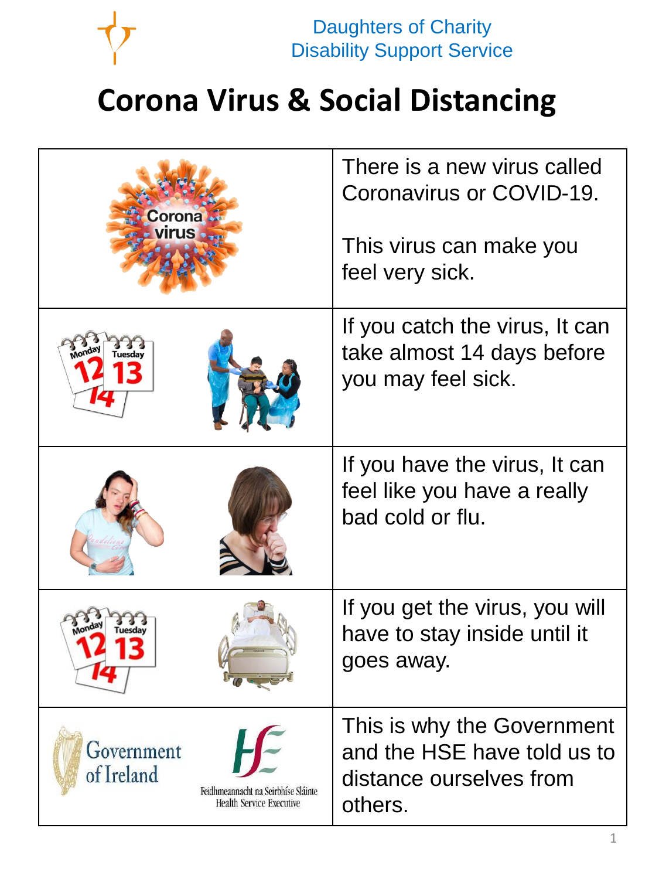Daughters of Charity
Disability Support Service

# Corona Virus & Social Distancing

| | |
|---|---|
| | There is a new virus called Coronavirus or COVID-19.<br><br>This virus can make you feel very sick. |
| | If you catch the virus, It can take almost 14 days before you may feel sick. |
| | If you have the virus, It can feel like you have a really bad cold or flu. |
| | If you get the virus, you will have to stay inside until it goes away. |
| Government of Ireland &nbsp;&nbsp; Feidhmeannacht na Seirbhíse Sláinte Health Service Executive | This is why the Government and the HSE have told us to distance ourselves from others. |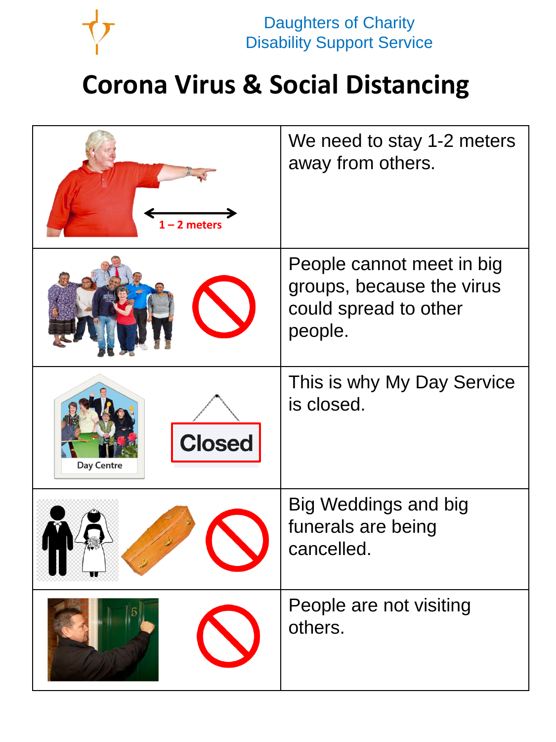Daughters of Charity
Disability Support Service

# Corona Virus & Social Distancing

| | |
|---|---|
| 1 – 2 meters | We need to stay 1-2 meters away from others. |
| | People cannot meet in big groups, because the virus could spread to other people. |
| Day Centre Closed | This is why My Day Service is closed. |
| | Big Weddings and big funerals are being cancelled. |
| | People are not visiting others. |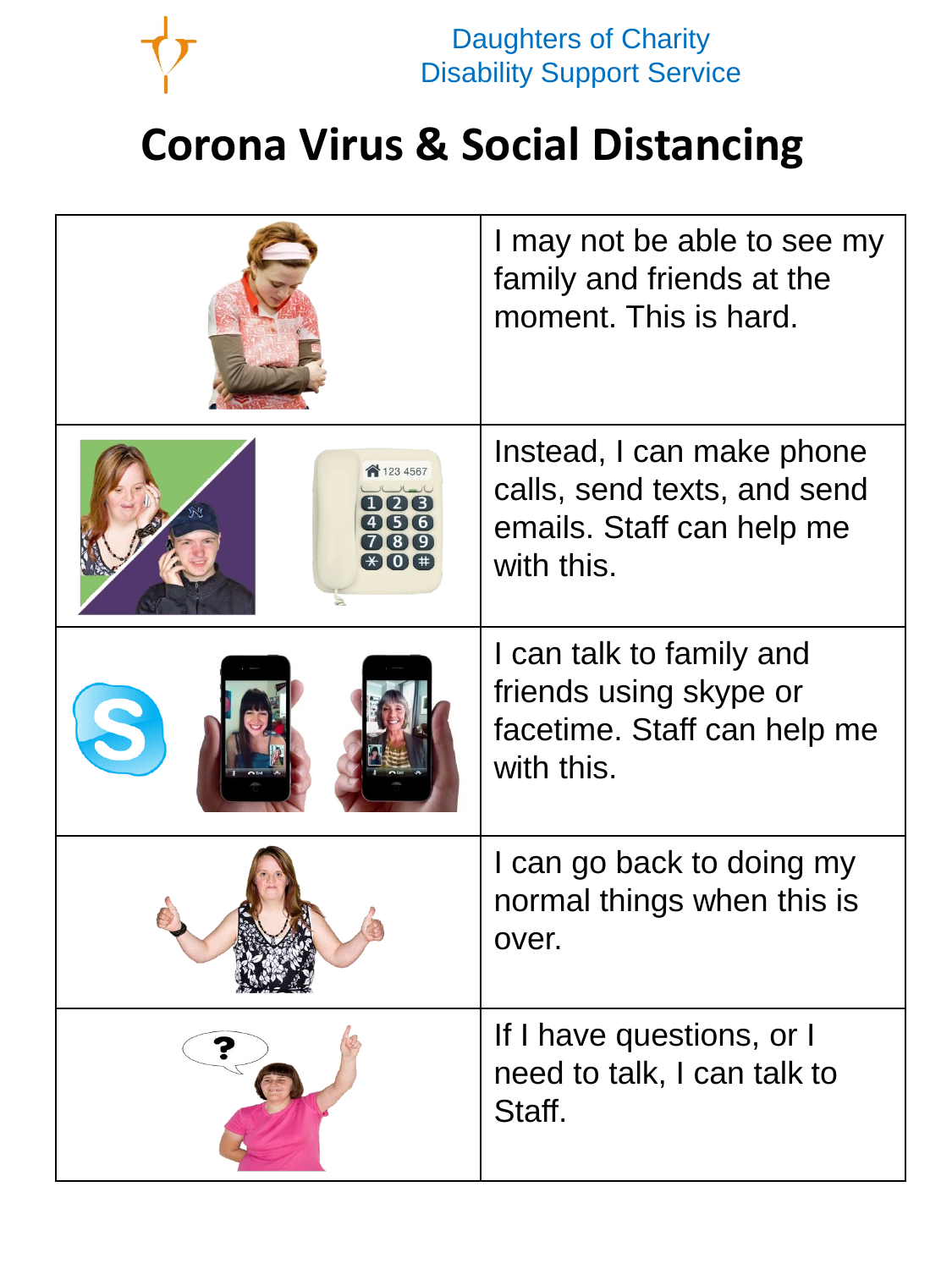Daughters of Charity
Disability Support Service

# Corona Virus & Social Distancing

| | |
|---|---|
| | I may not be able to see my family and friends at the moment. This is hard. |
| | Instead, I can make phone calls, send texts, and send emails. Staff can help me with this. |
| | I can talk to family and friends using skype or facetime. Staff can help me with this. |
| | I can go back to doing my normal things when this is over. |
| | If I have questions, or I need to talk, I can talk to Staff. |